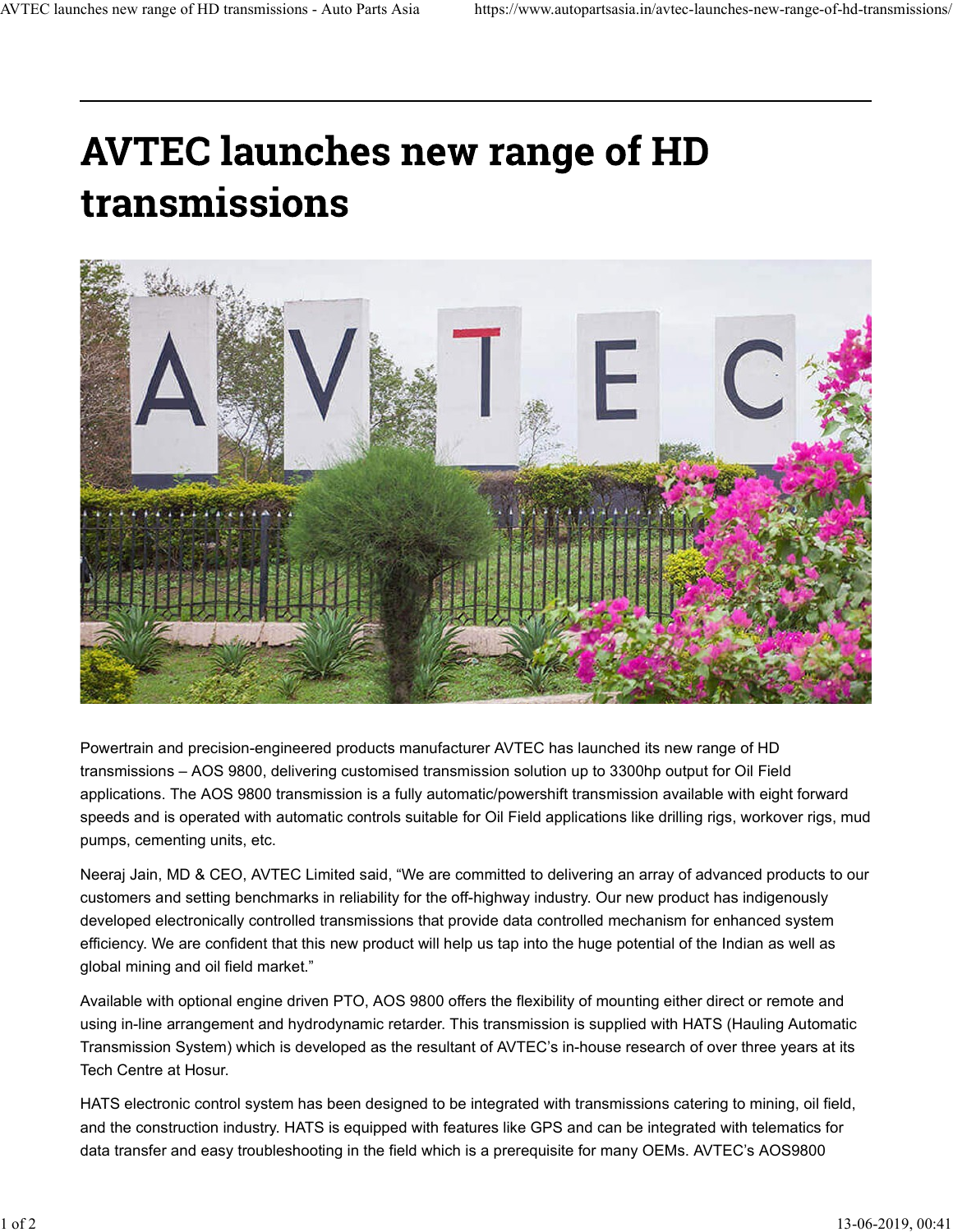# AVTEC launches new range of HD transmissions

Powertrain and precision-engineered products manufacturer AVTEC has launched its new range of HD transmissions – AOS 9800, delivering customised transmission solution up to 3300hp output for Oil Field applications. The AOS 9800 transmission is a fully automatic/powershift transmission available with eight forward speeds and is operated with automatic controls suitable for Oil Field applications like drilling rigs, workover rigs, mud pumps, cementing units, etc.

Neeraj Jain, MD & CEO, AVTEC Limited said, "We are committed to delivering an array of advanced products to our customers and setting benchmarks in reliability for the off-highway industry. Our new product has indigenously developed electronically controlled transmissions that provide data controlled mechanism for enhanced system efficiency. We are confident that this new product will help us tap into the huge potential of the Indian as well as global mining and oil field market."

Available with optional engine driven PTO, AOS 9800 offers the flexibility of mounting either direct or remote and using in-line arrangement and hydrodynamic retarder. This transmission is supplied with HATS (Hauling Automatic Transmission System) which is developed as the resultant of AVTEC's in-house research of over three years at its Tech Centre at Hosur.

HATS electronic control system has been designed to be integrated with transmissions catering to mining, oil field, and the construction industry. HATS is equipped with features like GPS and can be integrated with telematics for data transfer and easy troubleshooting in the field which is a prerequisite for many OEMs. AVTEC's AOS9800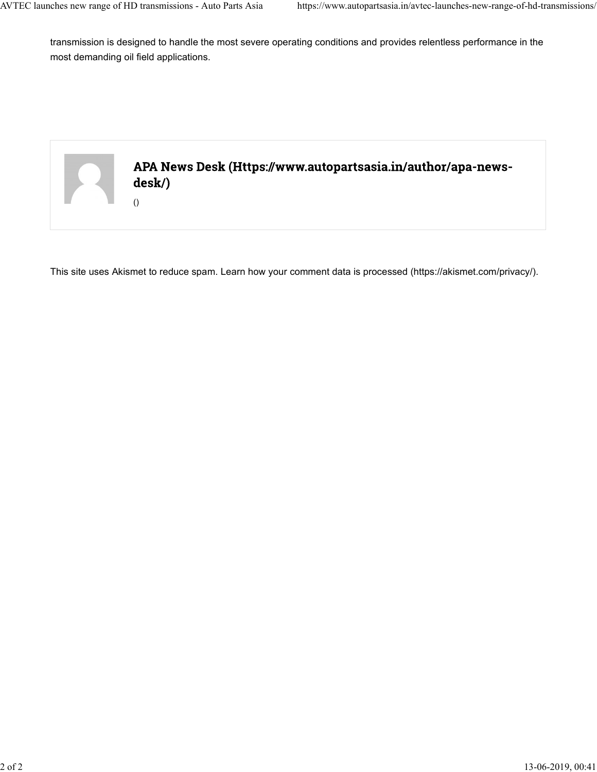transmission is designed to handle the most severe operating conditions and provides relentless performance in the most demanding oil field applications.

### APA News Desk (Https://www.autopartsasia.in/author/apa-news-desk/)

()

This site uses Akismet to reduce spam. Learn how your comment data is processed (https://akismet.com/privacy/).